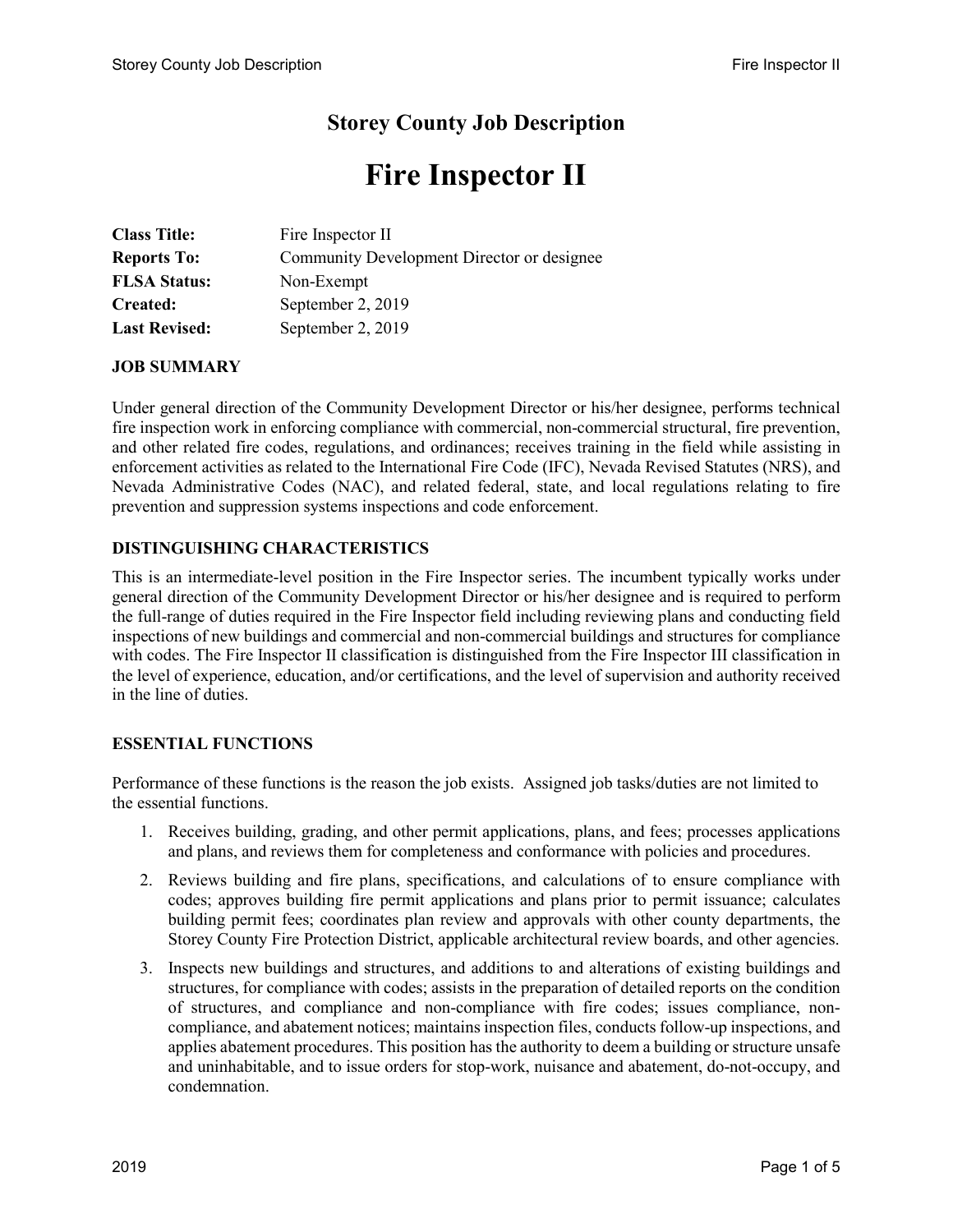# Storey County Job Description

# Fire Inspector II

| | |
|---|---|
| **Class Title:** | Fire Inspector II |
| **Reports To:** | Community Development Director or designee |
| **FLSA Status:** | Non-Exempt |
| **Created:** | September 2, 2019 |
| **Last Revised:** | September 2, 2019 |

## JOB SUMMARY

Under general direction of the Community Development Director or his/her designee, performs technical fire inspection work in enforcing compliance with commercial, non-commercial structural, fire prevention, and other related fire codes, regulations, and ordinances; receives training in the field while assisting in enforcement activities as related to the International Fire Code (IFC), Nevada Revised Statutes (NRS), and Nevada Administrative Codes (NAC), and related federal, state, and local regulations relating to fire prevention and suppression systems inspections and code enforcement.

## DISTINGUISHING CHARACTERISTICS

This is an intermediate-level position in the Fire Inspector series. The incumbent typically works under general direction of the Community Development Director or his/her designee and is required to perform the full-range of duties required in the Fire Inspector field including reviewing plans and conducting field inspections of new buildings and commercial and non-commercial buildings and structures for compliance with codes. The Fire Inspector II classification is distinguished from the Fire Inspector III classification in the level of experience, education, and/or certifications, and the level of supervision and authority received in the line of duties.

## ESSENTIAL FUNCTIONS

Performance of these functions is the reason the job exists. Assigned job tasks/duties are not limited to the essential functions.

1. Receives building, grading, and other permit applications, plans, and fees; processes applications and plans, and reviews them for completeness and conformance with policies and procedures.
2. Reviews building and fire plans, specifications, and calculations of to ensure compliance with codes; approves building fire permit applications and plans prior to permit issuance; calculates building permit fees; coordinates plan review and approvals with other county departments, the Storey County Fire Protection District, applicable architectural review boards, and other agencies.
3. Inspects new buildings and structures, and additions to and alterations of existing buildings and structures, for compliance with codes; assists in the preparation of detailed reports on the condition of structures, and compliance and non-compliance with fire codes; issues compliance, non-compliance, and abatement notices; maintains inspection files, conducts follow-up inspections, and applies abatement procedures. This position has the authority to deem a building or structure unsafe and uninhabitable, and to issue orders for stop-work, nuisance and abatement, do-not-occupy, and condemnation.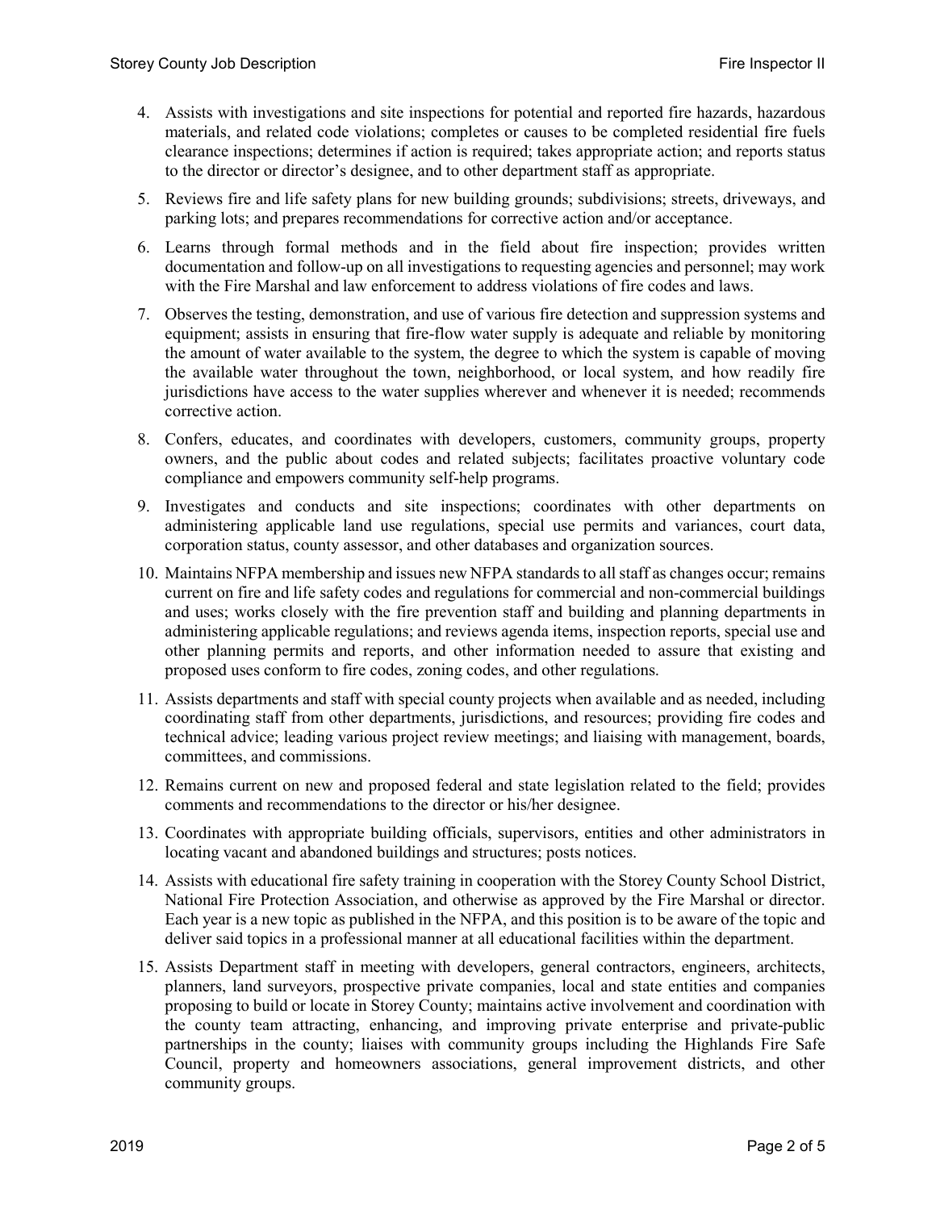4. Assists with investigations and site inspections for potential and reported fire hazards, hazardous materials, and related code violations; completes or causes to be completed residential fire fuels clearance inspections; determines if action is required; takes appropriate action; and reports status to the director or director's designee, and to other department staff as appropriate.

5. Reviews fire and life safety plans for new building grounds; subdivisions; streets, driveways, and parking lots; and prepares recommendations for corrective action and/or acceptance.

6. Learns through formal methods and in the field about fire inspection; provides written documentation and follow-up on all investigations to requesting agencies and personnel; may work with the Fire Marshal and law enforcement to address violations of fire codes and laws.

7. Observes the testing, demonstration, and use of various fire detection and suppression systems and equipment; assists in ensuring that fire-flow water supply is adequate and reliable by monitoring the amount of water available to the system, the degree to which the system is capable of moving the available water throughout the town, neighborhood, or local system, and how readily fire jurisdictions have access to the water supplies wherever and whenever it is needed; recommends corrective action.

8. Confers, educates, and coordinates with developers, customers, community groups, property owners, and the public about codes and related subjects; facilitates proactive voluntary code compliance and empowers community self-help programs.

9. Investigates and conducts and site inspections; coordinates with other departments on administering applicable land use regulations, special use permits and variances, court data, corporation status, county assessor, and other databases and organization sources.

10. Maintains NFPA membership and issues new NFPA standards to all staff as changes occur; remains current on fire and life safety codes and regulations for commercial and non-commercial buildings and uses; works closely with the fire prevention staff and building and planning departments in administering applicable regulations; and reviews agenda items, inspection reports, special use and other planning permits and reports, and other information needed to assure that existing and proposed uses conform to fire codes, zoning codes, and other regulations.

11. Assists departments and staff with special county projects when available and as needed, including coordinating staff from other departments, jurisdictions, and resources; providing fire codes and technical advice; leading various project review meetings; and liaising with management, boards, committees, and commissions.

12. Remains current on new and proposed federal and state legislation related to the field; provides comments and recommendations to the director or his/her designee.

13. Coordinates with appropriate building officials, supervisors, entities and other administrators in locating vacant and abandoned buildings and structures; posts notices.

14. Assists with educational fire safety training in cooperation with the Storey County School District, National Fire Protection Association, and otherwise as approved by the Fire Marshal or director. Each year is a new topic as published in the NFPA, and this position is to be aware of the topic and deliver said topics in a professional manner at all educational facilities within the department.

15. Assists Department staff in meeting with developers, general contractors, engineers, architects, planners, land surveyors, prospective private companies, local and state entities and companies proposing to build or locate in Storey County; maintains active involvement and coordination with the county team attracting, enhancing, and improving private enterprise and private-public partnerships in the county; liaises with community groups including the Highlands Fire Safe Council, property and homeowners associations, general improvement districts, and other community groups.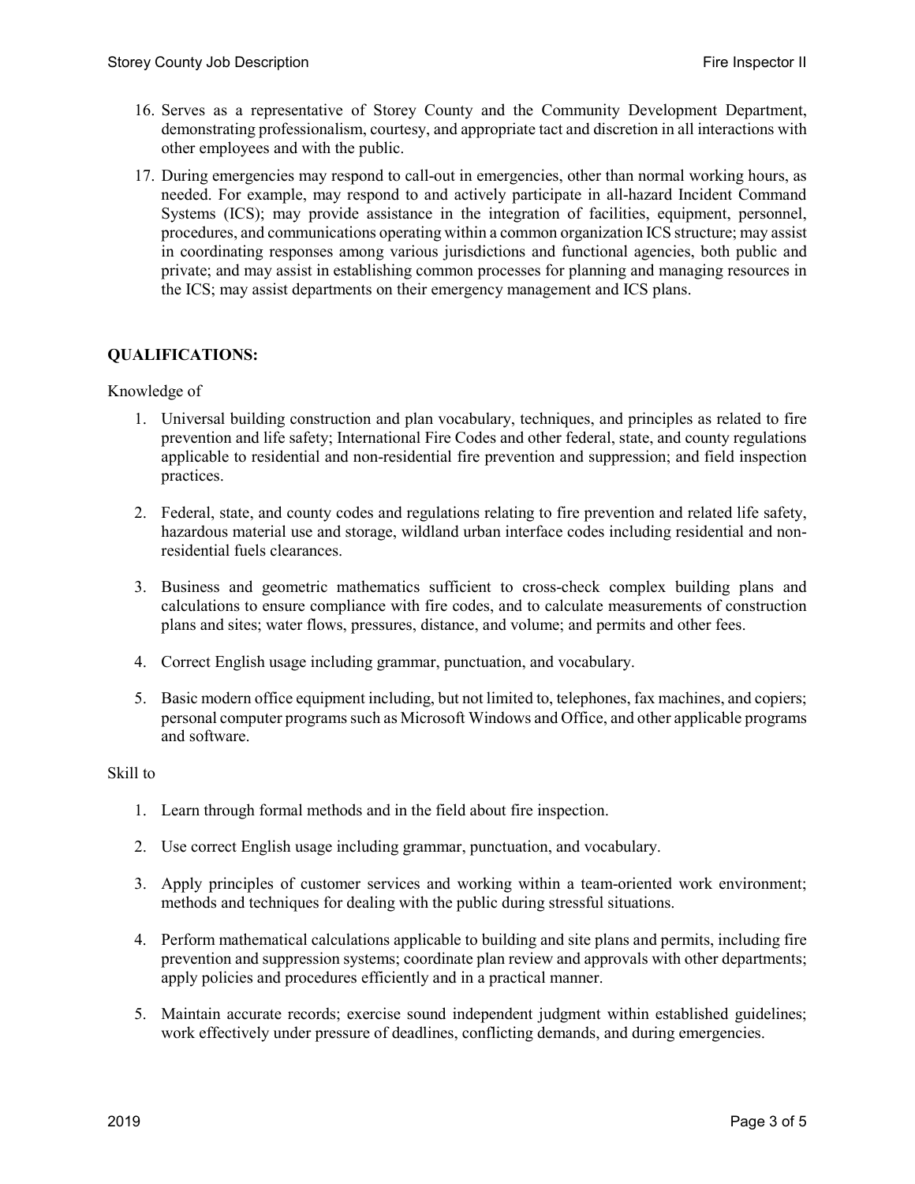16. Serves as a representative of Storey County and the Community Development Department, demonstrating professionalism, courtesy, and appropriate tact and discretion in all interactions with other employees and with the public.

17. During emergencies may respond to call-out in emergencies, other than normal working hours, as needed. For example, may respond to and actively participate in all-hazard Incident Command Systems (ICS); may provide assistance in the integration of facilities, equipment, personnel, procedures, and communications operating within a common organization ICS structure; may assist in coordinating responses among various jurisdictions and functional agencies, both public and private; and may assist in establishing common processes for planning and managing resources in the ICS; may assist departments on their emergency management and ICS plans.

**QUALIFICATIONS:**

Knowledge of

1. Universal building construction and plan vocabulary, techniques, and principles as related to fire prevention and life safety; International Fire Codes and other federal, state, and county regulations applicable to residential and non-residential fire prevention and suppression; and field inspection practices.

2. Federal, state, and county codes and regulations relating to fire prevention and related life safety, hazardous material use and storage, wildland urban interface codes including residential and non-residential fuels clearances.

3. Business and geometric mathematics sufficient to cross-check complex building plans and calculations to ensure compliance with fire codes, and to calculate measurements of construction plans and sites; water flows, pressures, distance, and volume; and permits and other fees.

4. Correct English usage including grammar, punctuation, and vocabulary.

5. Basic modern office equipment including, but not limited to, telephones, fax machines, and copiers; personal computer programs such as Microsoft Windows and Office, and other applicable programs and software.

Skill to

1. Learn through formal methods and in the field about fire inspection.

2. Use correct English usage including grammar, punctuation, and vocabulary.

3. Apply principles of customer services and working within a team-oriented work environment; methods and techniques for dealing with the public during stressful situations.

4. Perform mathematical calculations applicable to building and site plans and permits, including fire prevention and suppression systems; coordinate plan review and approvals with other departments; apply policies and procedures efficiently and in a practical manner.

5. Maintain accurate records; exercise sound independent judgment within established guidelines; work effectively under pressure of deadlines, conflicting demands, and during emergencies.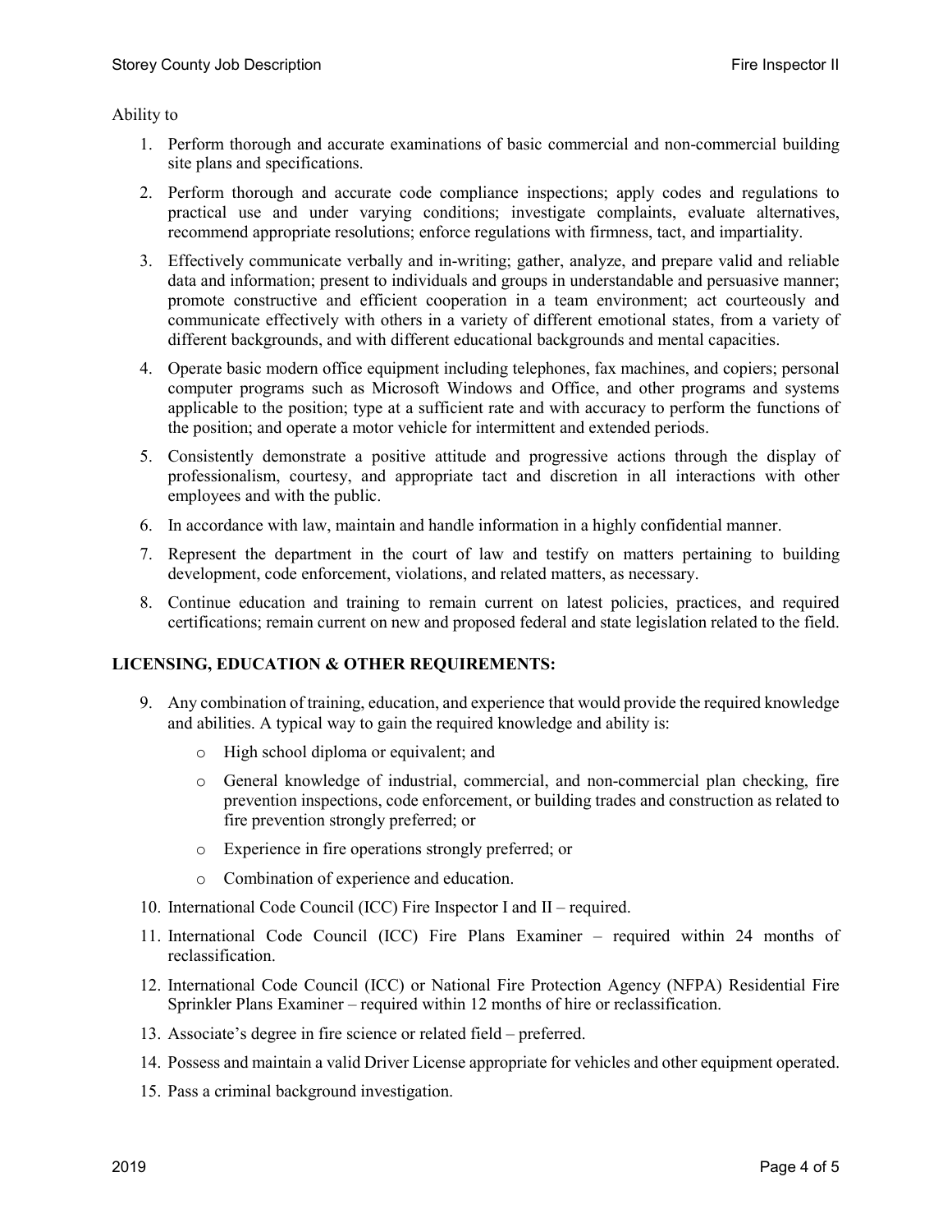Ability to

1. Perform thorough and accurate examinations of basic commercial and non-commercial building site plans and specifications.
2. Perform thorough and accurate code compliance inspections; apply codes and regulations to practical use and under varying conditions; investigate complaints, evaluate alternatives, recommend appropriate resolutions; enforce regulations with firmness, tact, and impartiality.
3. Effectively communicate verbally and in-writing; gather, analyze, and prepare valid and reliable data and information; present to individuals and groups in understandable and persuasive manner; promote constructive and efficient cooperation in a team environment; act courteously and communicate effectively with others in a variety of different emotional states, from a variety of different backgrounds, and with different educational backgrounds and mental capacities.
4. Operate basic modern office equipment including telephones, fax machines, and copiers; personal computer programs such as Microsoft Windows and Office, and other programs and systems applicable to the position; type at a sufficient rate and with accuracy to perform the functions of the position; and operate a motor vehicle for intermittent and extended periods.
5. Consistently demonstrate a positive attitude and progressive actions through the display of professionalism, courtesy, and appropriate tact and discretion in all interactions with other employees and with the public.
6. In accordance with law, maintain and handle information in a highly confidential manner.
7. Represent the department in the court of law and testify on matters pertaining to building development, code enforcement, violations, and related matters, as necessary.
8. Continue education and training to remain current on latest policies, practices, and required certifications; remain current on new and proposed federal and state legislation related to the field.

## LICENSING, EDUCATION & OTHER REQUIREMENTS:

9. Any combination of training, education, and experience that would provide the required knowledge and abilities. A typical way to gain the required knowledge and ability is:
   - High school diploma or equivalent; and
   - General knowledge of industrial, commercial, and non-commercial plan checking, fire prevention inspections, code enforcement, or building trades and construction as related to fire prevention strongly preferred; or
   - Experience in fire operations strongly preferred; or
   - Combination of experience and education.
10. International Code Council (ICC) Fire Inspector I and II – required.
11. International Code Council (ICC) Fire Plans Examiner – required within 24 months of reclassification.
12. International Code Council (ICC) or National Fire Protection Agency (NFPA) Residential Fire Sprinkler Plans Examiner – required within 12 months of hire or reclassification.
13. Associate's degree in fire science or related field – preferred.
14. Possess and maintain a valid Driver License appropriate for vehicles and other equipment operated.
15. Pass a criminal background investigation.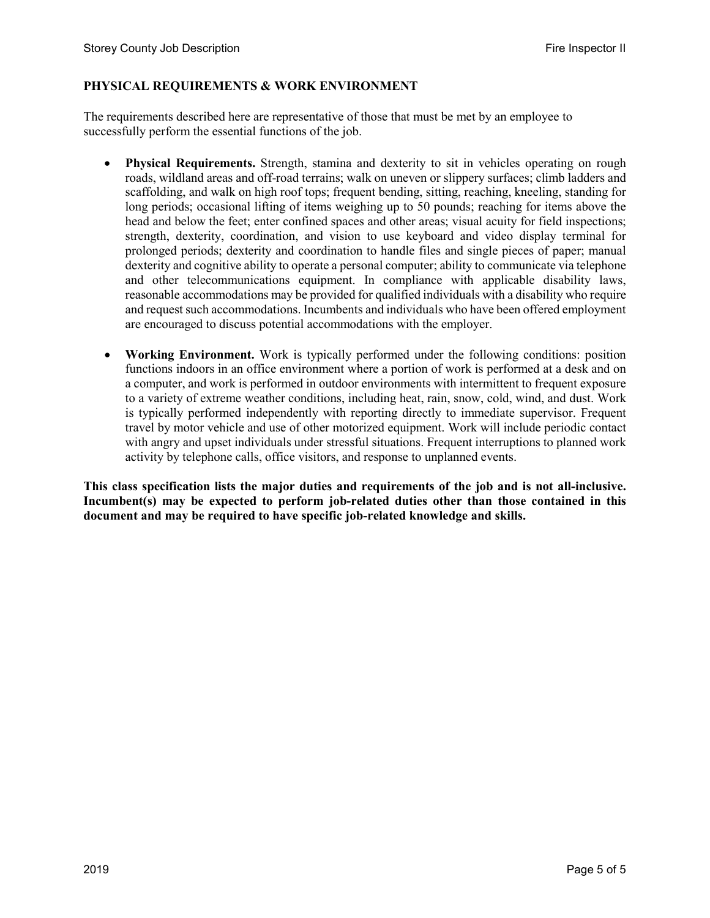## PHYSICAL REQUIREMENTS & WORK ENVIRONMENT

The requirements described here are representative of those that must be met by an employee to successfully perform the essential functions of the job.

- **Physical Requirements.** Strength, stamina and dexterity to sit in vehicles operating on rough roads, wildland areas and off-road terrains; walk on uneven or slippery surfaces; climb ladders and scaffolding, and walk on high roof tops; frequent bending, sitting, reaching, kneeling, standing for long periods; occasional lifting of items weighing up to 50 pounds; reaching for items above the head and below the feet; enter confined spaces and other areas; visual acuity for field inspections; strength, dexterity, coordination, and vision to use keyboard and video display terminal for prolonged periods; dexterity and coordination to handle files and single pieces of paper; manual dexterity and cognitive ability to operate a personal computer; ability to communicate via telephone and other telecommunications equipment. In compliance with applicable disability laws, reasonable accommodations may be provided for qualified individuals with a disability who require and request such accommodations. Incumbents and individuals who have been offered employment are encouraged to discuss potential accommodations with the employer.

- **Working Environment.** Work is typically performed under the following conditions: position functions indoors in an office environment where a portion of work is performed at a desk and on a computer, and work is performed in outdoor environments with intermittent to frequent exposure to a variety of extreme weather conditions, including heat, rain, snow, cold, wind, and dust. Work is typically performed independently with reporting directly to immediate supervisor. Frequent travel by motor vehicle and use of other motorized equipment. Work will include periodic contact with angry and upset individuals under stressful situations. Frequent interruptions to planned work activity by telephone calls, office visitors, and response to unplanned events.

**This class specification lists the major duties and requirements of the job and is not all-inclusive. Incumbent(s) may be expected to perform job-related duties other than those contained in this document and may be required to have specific job-related knowledge and skills.**